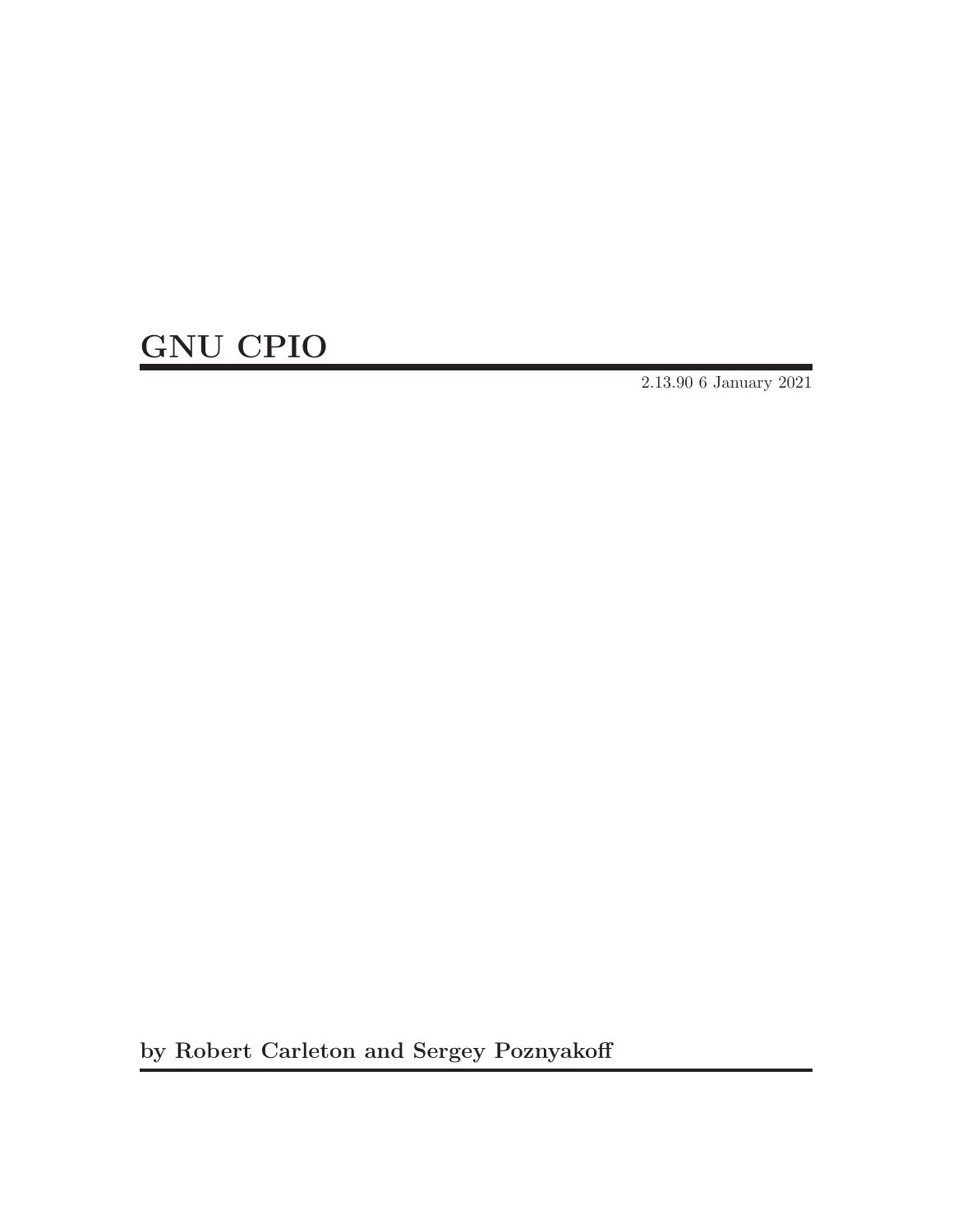# GNU CPIO

2.13.90 6 January 2021

**by Robert Carleton and Sergey Poznyakoff**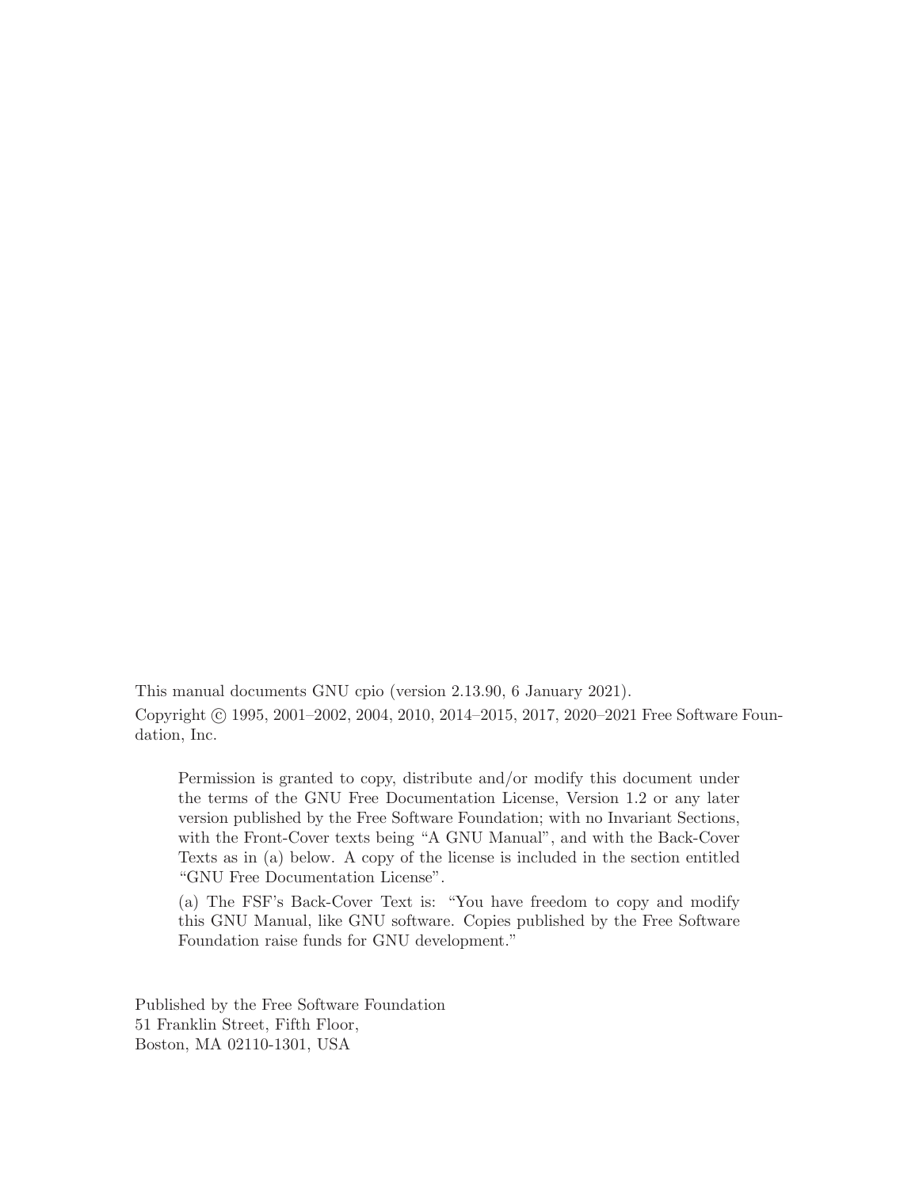This manual documents GNU cpio (version 2.13.90, 6 January 2021).

Copyright © 1995, 2001–2002, 2004, 2010, 2014–2015, 2017, 2020–2021 Free Software Foundation, Inc.

> Permission is granted to copy, distribute and/or modify this document under the terms of the GNU Free Documentation License, Version 1.2 or any later version published by the Free Software Foundation; with no Invariant Sections, with the Front-Cover texts being "A GNU Manual", and with the Back-Cover Texts as in (a) below. A copy of the license is included in the section entitled "GNU Free Documentation License".
>
> (a) The FSF's Back-Cover Text is: "You have freedom to copy and modify this GNU Manual, like GNU software. Copies published by the Free Software Foundation raise funds for GNU development."

Published by the Free Software Foundation
51 Franklin Street, Fifth Floor,
Boston, MA 02110-1301, USA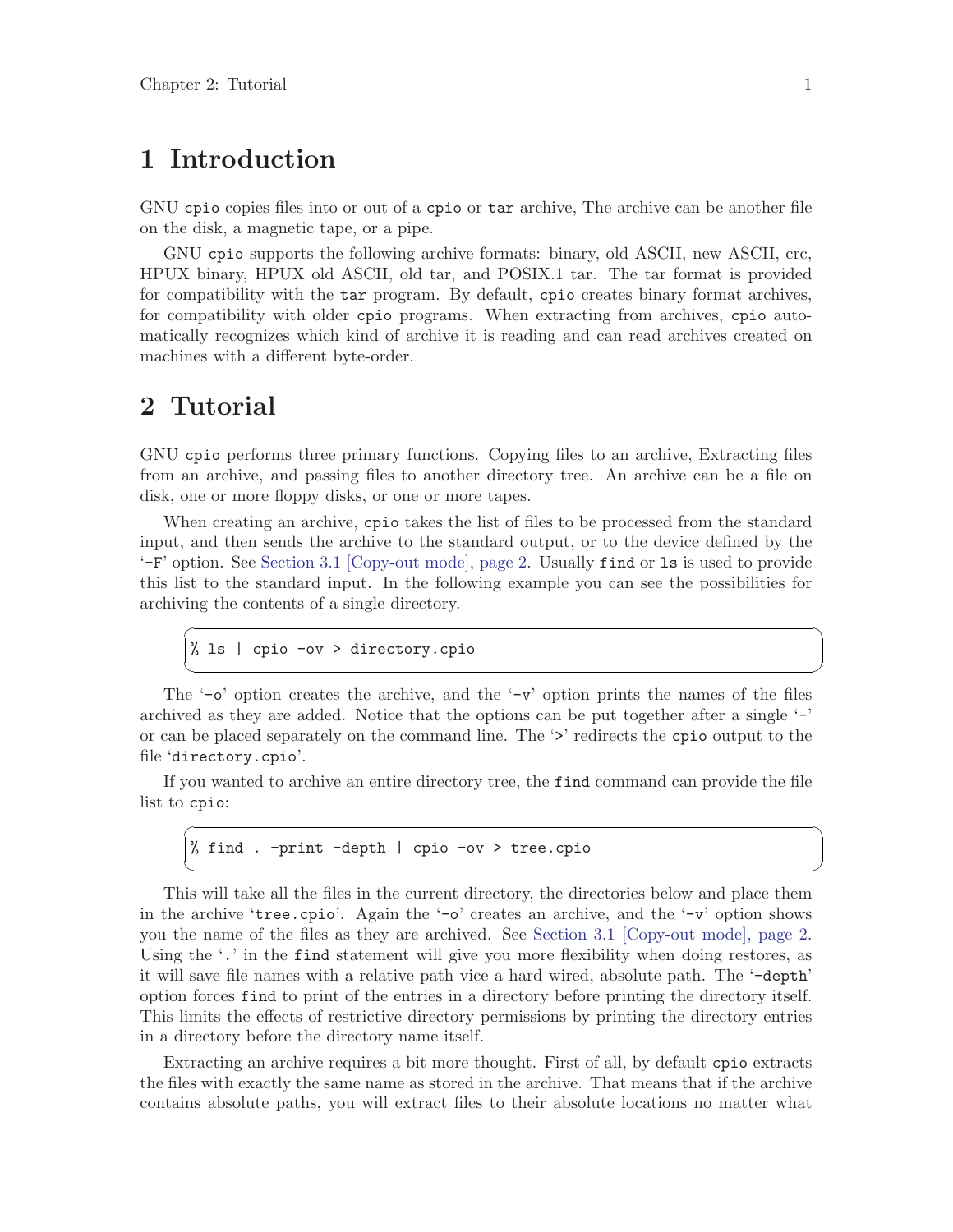# 1 Introduction

GNU `cpio` copies files into or out of a `cpio` or `tar` archive, The archive can be another file on the disk, a magnetic tape, or a pipe.

GNU `cpio` supports the following archive formats: binary, old ASCII, new ASCII, crc, HPUX binary, HPUX old ASCII, old tar, and POSIX.1 tar. The tar format is provided for compatibility with the `tar` program. By default, `cpio` creates binary format archives, for compatibility with older `cpio` programs. When extracting from archives, `cpio` automatically recognizes which kind of archive it is reading and can read archives created on machines with a different byte-order.

# 2 Tutorial

GNU `cpio` performs three primary functions. Copying files to an archive, Extracting files from an archive, and passing files to another directory tree. An archive can be a file on disk, one or more floppy disks, or one or more tapes.

When creating an archive, `cpio` takes the list of files to be processed from the standard input, and then sends the archive to the standard output, or to the device defined by the '`-F`' option. See Section 3.1 [Copy-out mode], page 2. Usually `find` or `ls` is used to provide this list to the standard input. In the following example you can see the possibilities for archiving the contents of a single directory.

```
% ls | cpio -ov > directory.cpio
```

The '`-o`' option creates the archive, and the '`-v`' option prints the names of the files archived as they are added. Notice that the options can be put together after a single '`-`' or can be placed separately on the command line. The '`>`' redirects the `cpio` output to the file '`directory.cpio`'.

If you wanted to archive an entire directory tree, the `find` command can provide the file list to `cpio`:

```
% find . -print -depth | cpio -ov > tree.cpio
```

This will take all the files in the current directory, the directories below and place them in the archive '`tree.cpio`'. Again the '`-o`' creates an archive, and the '`-v`' option shows you the name of the files as they are archived. See Section 3.1 [Copy-out mode], page 2. Using the '`.`' in the `find` statement will give you more flexibility when doing restores, as it will save file names with a relative path vice a hard wired, absolute path. The '`-depth`' option forces `find` to print of the entries in a directory before printing the directory itself. This limits the effects of restrictive directory permissions by printing the directory entries in a directory before the directory name itself.

Extracting an archive requires a bit more thought. First of all, by default `cpio` extracts the files with exactly the same name as stored in the archive. That means that if the archive contains absolute paths, you will extract files to their absolute locations no matter what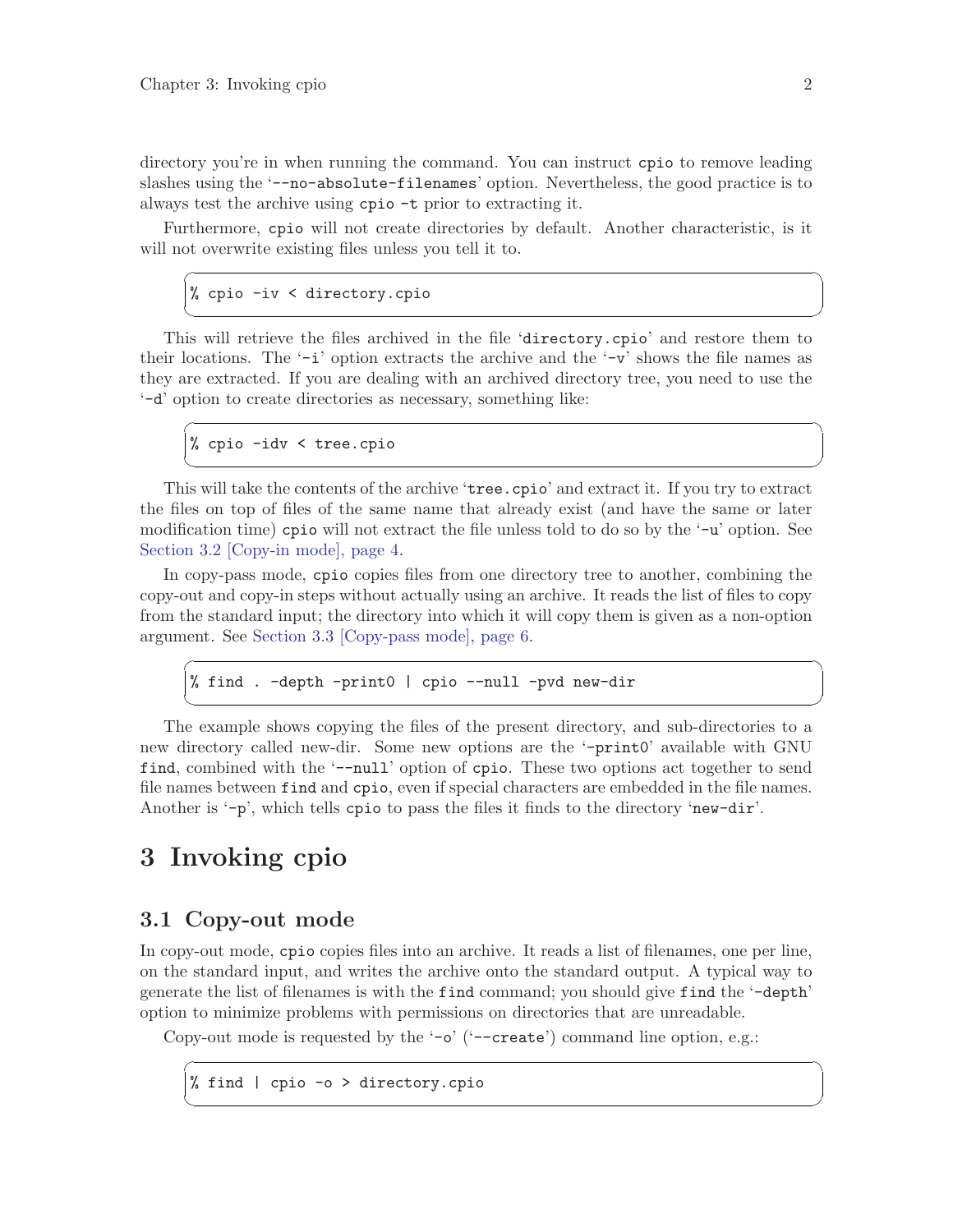directory you're in when running the command. You can instruct `cpio` to remove leading slashes using the '`--no-absolute-filenames`' option. Nevertheless, the good practice is to always test the archive using `cpio -t` prior to extracting it.

Furthermore, `cpio` will not create directories by default. Another characteristic, is it will not overwrite existing files unless you tell it to.

```
% cpio -iv < directory.cpio
```

This will retrieve the files archived in the file '`directory.cpio`' and restore them to their locations. The '`-i`' option extracts the archive and the '`-v`' shows the file names as they are extracted. If you are dealing with an archived directory tree, you need to use the '`-d`' option to create directories as necessary, something like:

```
% cpio -idv < tree.cpio
```

This will take the contents of the archive '`tree.cpio`' and extract it. If you try to extract the files on top of files of the same name that already exist (and have the same or later modification time) `cpio` will not extract the file unless told to do so by the '`-u`' option. See Section 3.2 [Copy-in mode], page 4.

In copy-pass mode, `cpio` copies files from one directory tree to another, combining the copy-out and copy-in steps without actually using an archive. It reads the list of files to copy from the standard input; the directory into which it will copy them is given as a non-option argument. See Section 3.3 [Copy-pass mode], page 6.

```
% find . -depth -print0 | cpio --null -pvd new-dir
```

The example shows copying the files of the present directory, and sub-directories to a new directory called new-dir. Some new options are the '`-print0`' available with GNU `find`, combined with the '`--null`' option of `cpio`. These two options act together to send file names between `find` and `cpio`, even if special characters are embedded in the file names. Another is '`-p`', which tells `cpio` to pass the files it finds to the directory '`new-dir`'.

# 3 Invoking cpio

## 3.1 Copy-out mode

In copy-out mode, `cpio` copies files into an archive. It reads a list of filenames, one per line, on the standard input, and writes the archive onto the standard output. A typical way to generate the list of filenames is with the `find` command; you should give `find` the '`-depth`' option to minimize problems with permissions on directories that are unreadable.

Copy-out mode is requested by the '`-o`' ('`--create`') command line option, e.g.:

```
% find | cpio -o > directory.cpio
```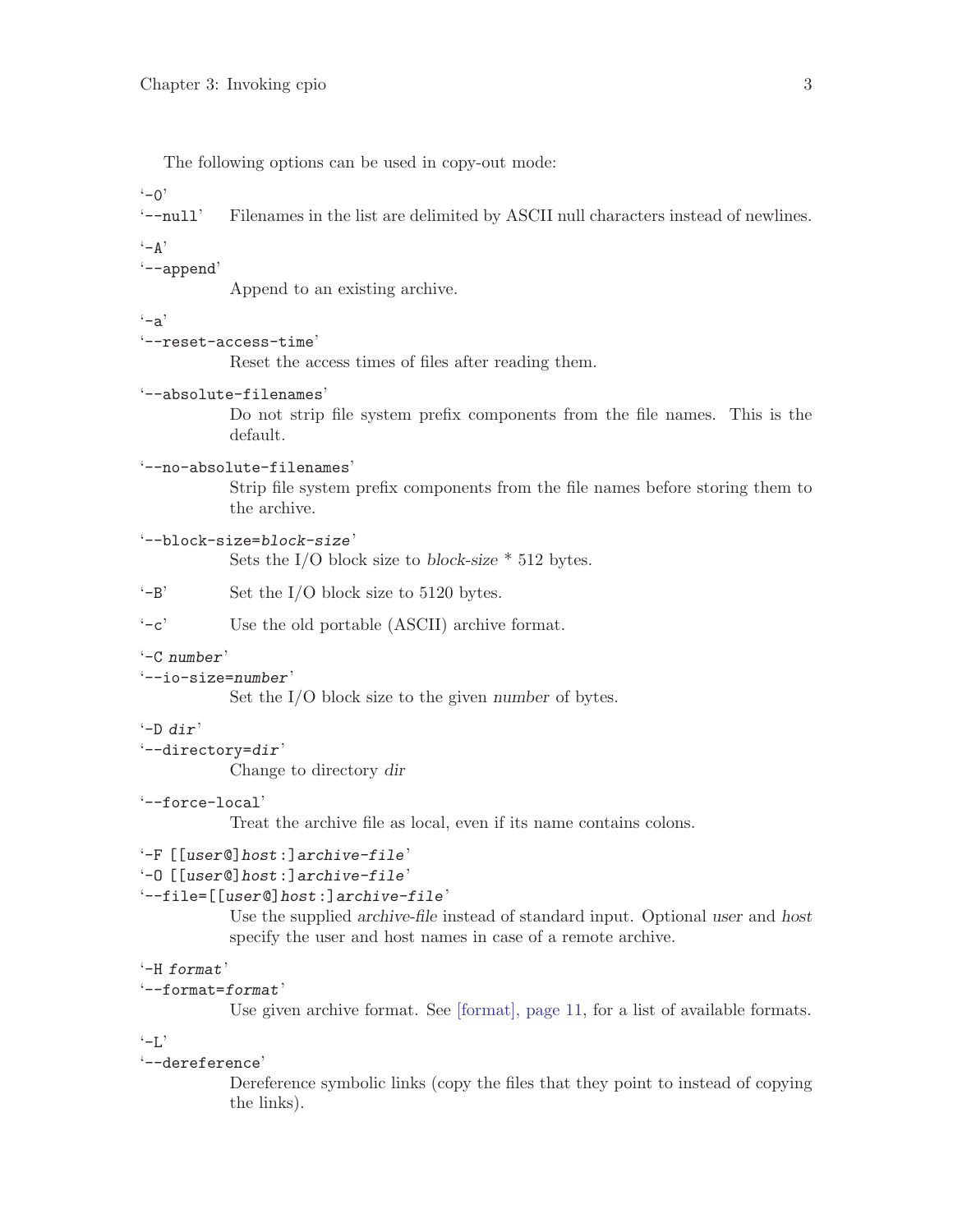The following options can be used in copy-out mode:

'-0'
'--null'
Filenames in the list are delimited by ASCII null characters instead of newlines.

'-A'
'--append'
Append to an existing archive.

'-a'
'--reset-access-time'
Reset the access times of files after reading them.

'--absolute-filenames'
Do not strip file system prefix components from the file names. This is the default.

'--no-absolute-filenames'
Strip file system prefix components from the file names before storing them to the archive.

'--block-size=*block-size*'
Sets the I/O block size to *block-size* * 512 bytes.

'-B'
Set the I/O block size to 5120 bytes.

'-c'
Use the old portable (ASCII) archive format.

'-C *number*'
'--io-size=*number*'
Set the I/O block size to the given *number* of bytes.

'-D *dir*'
'--directory=*dir*'
Change to directory *dir*

'--force-local'
Treat the archive file as local, even if its name contains colons.

'-F [[*user*@]*host*:]*archive-file*'
'-O [[*user*@]*host*:]*archive-file*'
'--file=[[*user*@]*host*:]*archive-file*'
Use the supplied *archive-file* instead of standard input. Optional *user* and *host* specify the user and host names in case of a remote archive.

'-H *format*'
'--format=*format*'
Use given archive format. See [format], page 11, for a list of available formats.

'-L'
'--dereference'
Dereference symbolic links (copy the files that they point to instead of copying the links).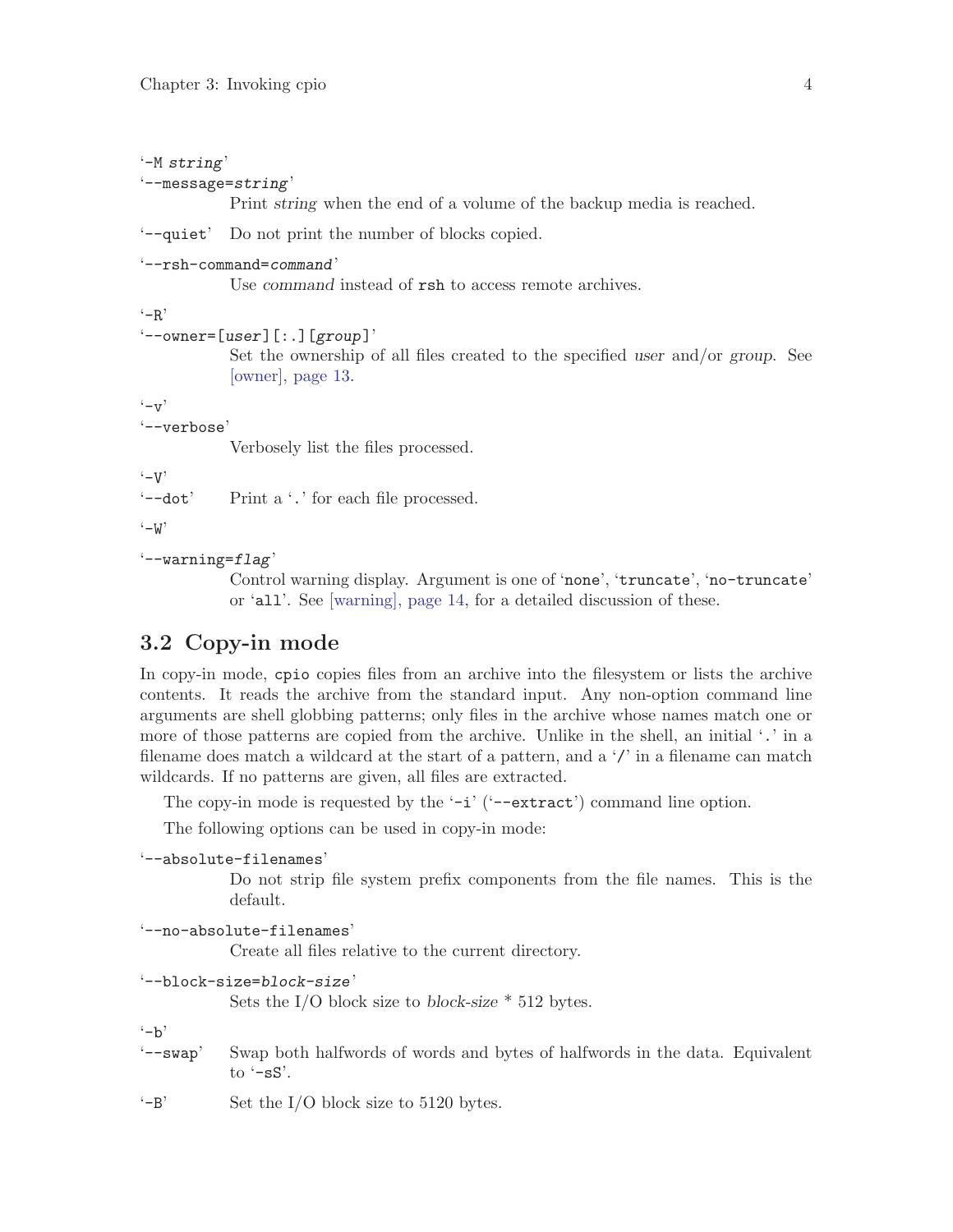'-M *string*'
'--message=*string*'
: Print *string* when the end of a volume of the backup media is reached.

'--quiet'
: Do not print the number of blocks copied.

'--rsh-command=*command*'
: Use *command* instead of `rsh` to access remote archives.

'-R'
'--owner=[*user*][:.][*group*]'
: Set the ownership of all files created to the specified *user* and/or *group*. See [owner], page 13.

'-v'
'--verbose'
: Verbosely list the files processed.

'-V'
'--dot'
: Print a '.' for each file processed.

'-W'
'--warning=*flag*'
: Control warning display. Argument is one of '`none`', '`truncate`', '`no-truncate`' or '`all`'. See [warning], page 14, for a detailed discussion of these.

## 3.2 Copy-in mode

In copy-in mode, `cpio` copies files from an archive into the filesystem or lists the archive contents. It reads the archive from the standard input. Any non-option command line arguments are shell globbing patterns; only files in the archive whose names match one or more of those patterns are copied from the archive. Unlike in the shell, an initial '.' in a filename does match a wildcard at the start of a pattern, and a '/' in a filename can match wildcards. If no patterns are given, all files are extracted.

The copy-in mode is requested by the '`-i`' ('`--extract`') command line option.

The following options can be used in copy-in mode:

'--absolute-filenames'
: Do not strip file system prefix components from the file names. This is the default.

'--no-absolute-filenames'
: Create all files relative to the current directory.

'--block-size=*block-size*'
: Sets the I/O block size to *block-size* * 512 bytes.

'-b'
'--swap'
: Swap both halfwords of words and bytes of halfwords in the data. Equivalent to '`-sS`'.

'-B'
: Set the I/O block size to 5120 bytes.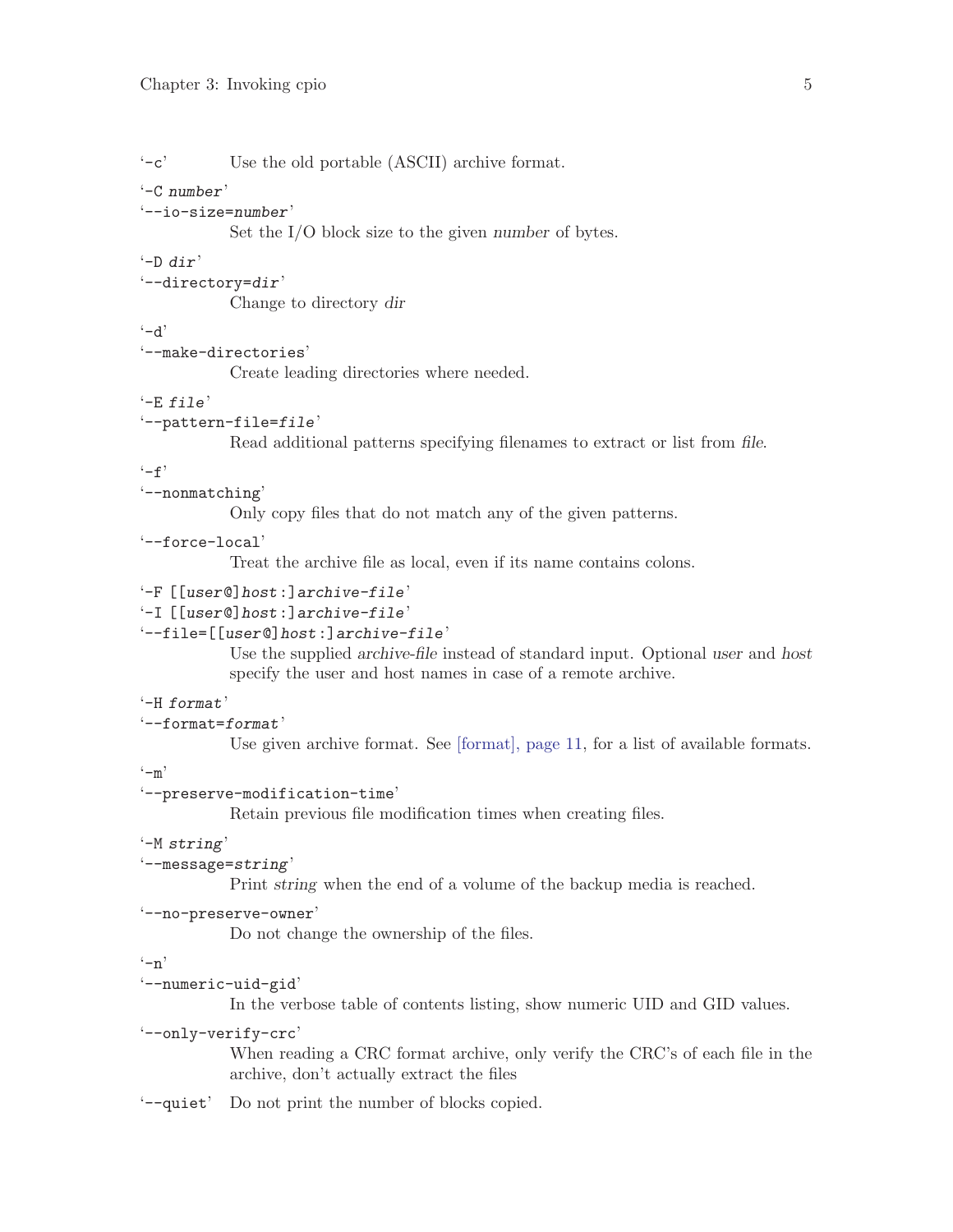'-c' Use the old portable (ASCII) archive format.

'-C *number*'
'--io-size=*number*'
  Set the I/O block size to the given *number* of bytes.

'-D *dir*'
'--directory=*dir*'
  Change to directory *dir*

'-d'
'--make-directories'
  Create leading directories where needed.

'-E *file*'
'--pattern-file=*file*'
  Read additional patterns specifying filenames to extract or list from *file*.

'-f'
'--nonmatching'
  Only copy files that do not match any of the given patterns.

'--force-local'
  Treat the archive file as local, even if its name contains colons.

'-F [[*user*@]*host*:]*archive-file*'
'-I [[*user*@]*host*:]*archive-file*'
'--file=[[*user*@]*host*:]*archive-file*'
  Use the supplied *archive-file* instead of standard input. Optional *user* and *host* specify the user and host names in case of a remote archive.

'-H *format*'
'--format=*format*'
  Use given archive format. See [format], page 11, for a list of available formats.

'-m'
'--preserve-modification-time'
  Retain previous file modification times when creating files.

'-M *string*'
'--message=*string*'
  Print *string* when the end of a volume of the backup media is reached.

'--no-preserve-owner'
  Do not change the ownership of the files.

'-n'
'--numeric-uid-gid'
  In the verbose table of contents listing, show numeric UID and GID values.

'--only-verify-crc'
  When reading a CRC format archive, only verify the CRC's of each file in the archive, don't actually extract the files

'--quiet' Do not print the number of blocks copied.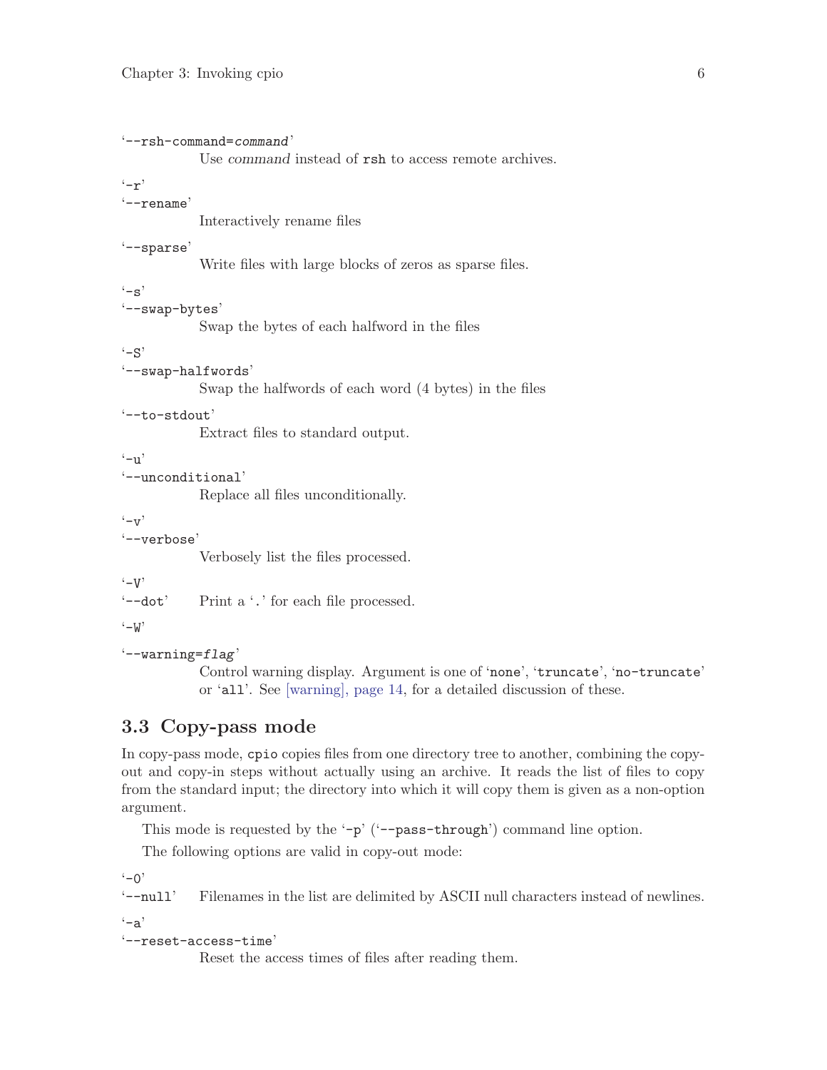'--rsh-command=*command*'
: Use *command* instead of `rsh` to access remote archives.

'-r'
'--rename'
: Interactively rename files

'--sparse'
: Write files with large blocks of zeros as sparse files.

'-s'
'--swap-bytes'
: Swap the bytes of each halfword in the files

'-S'
'--swap-halfwords'
: Swap the halfwords of each word (4 bytes) in the files

'--to-stdout'
: Extract files to standard output.

'-u'
'--unconditional'
: Replace all files unconditionally.

'-v'
'--verbose'
: Verbosely list the files processed.

'-V'
'--dot'
: Print a '.' for each file processed.

'-W'

'--warning=*flag*'
: Control warning display. Argument is one of 'none', 'truncate', 'no-truncate' or 'all'. See [warning], page 14, for a detailed discussion of these.

## 3.3 Copy-pass mode

In copy-pass mode, `cpio` copies files from one directory tree to another, combining the copy-out and copy-in steps without actually using an archive. It reads the list of files to copy from the standard input; the directory into which it will copy them is given as a non-option argument.

This mode is requested by the '-p' ('--pass-through') command line option.

The following options are valid in copy-out mode:

'-0'
'--null'
: Filenames in the list are delimited by ASCII null characters instead of newlines.

'-a'
'--reset-access-time'
: Reset the access times of files after reading them.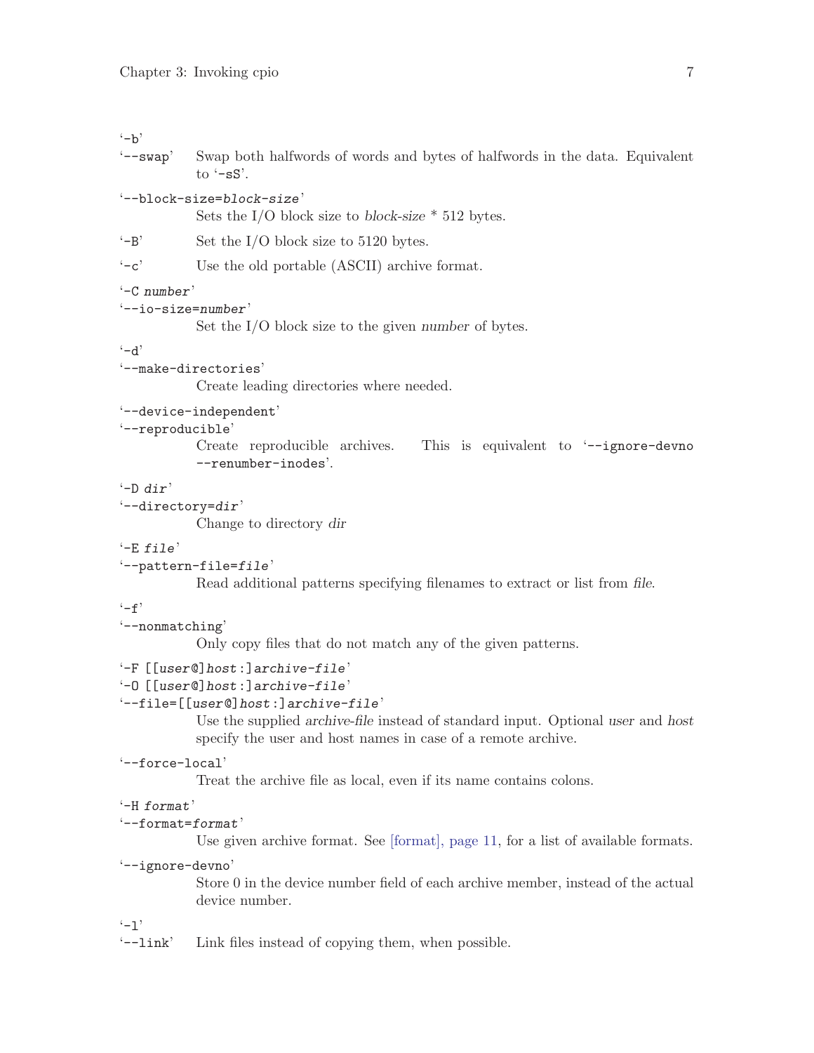'-b'
'--swap'
: Swap both halfwords of words and bytes of halfwords in the data. Equivalent to '-sS'.

'--block-size=*block-size*'
: Sets the I/O block size to *block-size* * 512 bytes.

'-B'
: Set the I/O block size to 5120 bytes.

'-c'
: Use the old portable (ASCII) archive format.

'-C *number*'
'--io-size=*number*'
: Set the I/O block size to the given *number* of bytes.

'-d'
'--make-directories'
: Create leading directories where needed.

'--device-independent'
'--reproducible'
: Create reproducible archives. This is equivalent to '--ignore-devno --renumber-inodes'.

'-D *dir*'
'--directory=*dir*'
: Change to directory *dir*

'-E *file*'
'--pattern-file=*file*'
: Read additional patterns specifying filenames to extract or list from *file*.

'-f'
'--nonmatching'
: Only copy files that do not match any of the given patterns.

'-F [[*user*@]*host*:]*archive-file*'
'-O [[*user*@]*host*:]*archive-file*'
'--file=[[*user*@]*host*:]*archive-file*'
: Use the supplied *archive-file* instead of standard input. Optional *user* and *host* specify the user and host names in case of a remote archive.

'--force-local'
: Treat the archive file as local, even if its name contains colons.

'-H *format*'
'--format=*format*'
: Use given archive format. See [format], page 11, for a list of available formats.

'--ignore-devno'
: Store 0 in the device number field of each archive member, instead of the actual device number.

'-l'
'--link'
: Link files instead of copying them, when possible.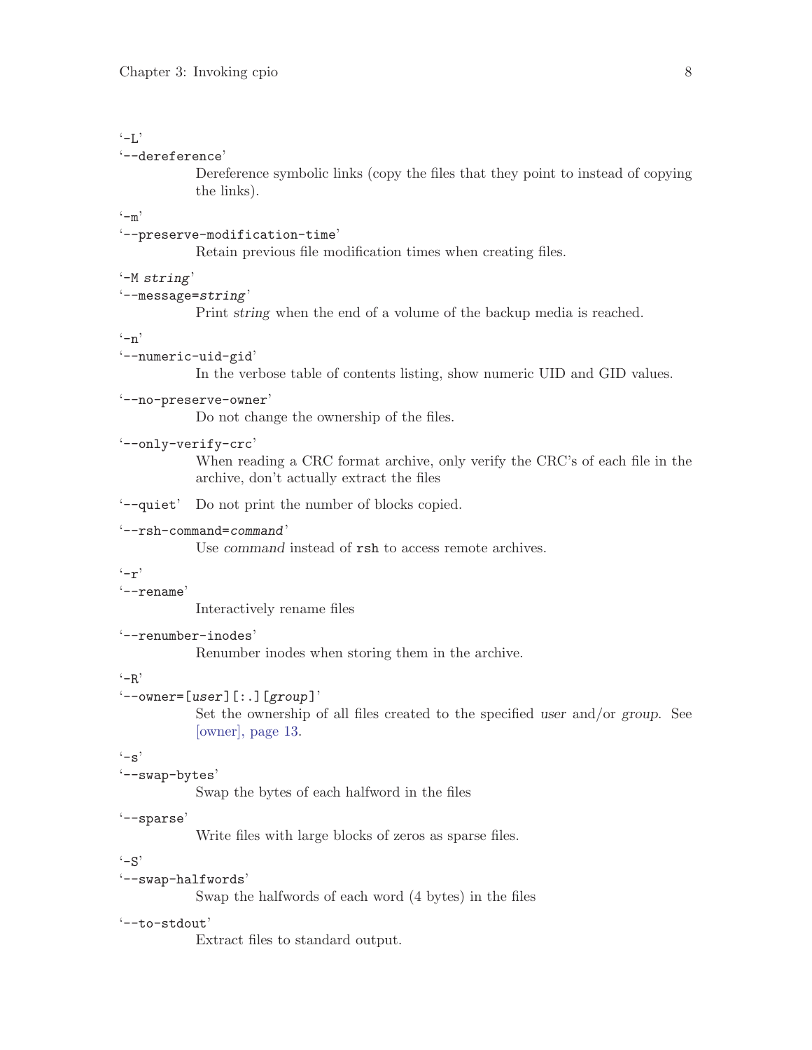'-L'
'--dereference'
: Dereference symbolic links (copy the files that they point to instead of copying the links).

'-m'
'--preserve-modification-time'
: Retain previous file modification times when creating files.

'-M *string*'
'--message=*string*'
: Print *string* when the end of a volume of the backup media is reached.

'-n'
'--numeric-uid-gid'
: In the verbose table of contents listing, show numeric UID and GID values.

'--no-preserve-owner'
: Do not change the ownership of the files.

'--only-verify-crc'
: When reading a CRC format archive, only verify the CRC's of each file in the archive, don't actually extract the files

'--quiet'
: Do not print the number of blocks copied.

'--rsh-command=*command*'
: Use *command* instead of `rsh` to access remote archives.

'-r'
'--rename'
: Interactively rename files

'--renumber-inodes'
: Renumber inodes when storing them in the archive.

'-R'
'--owner=[*user*][:.][*group*]'
: Set the ownership of all files created to the specified *user* and/or *group*. See [owner], page 13.

'-s'
'--swap-bytes'
: Swap the bytes of each halfword in the files

'--sparse'
: Write files with large blocks of zeros as sparse files.

'-S'
'--swap-halfwords'
: Swap the halfwords of each word (4 bytes) in the files

'--to-stdout'
: Extract files to standard output.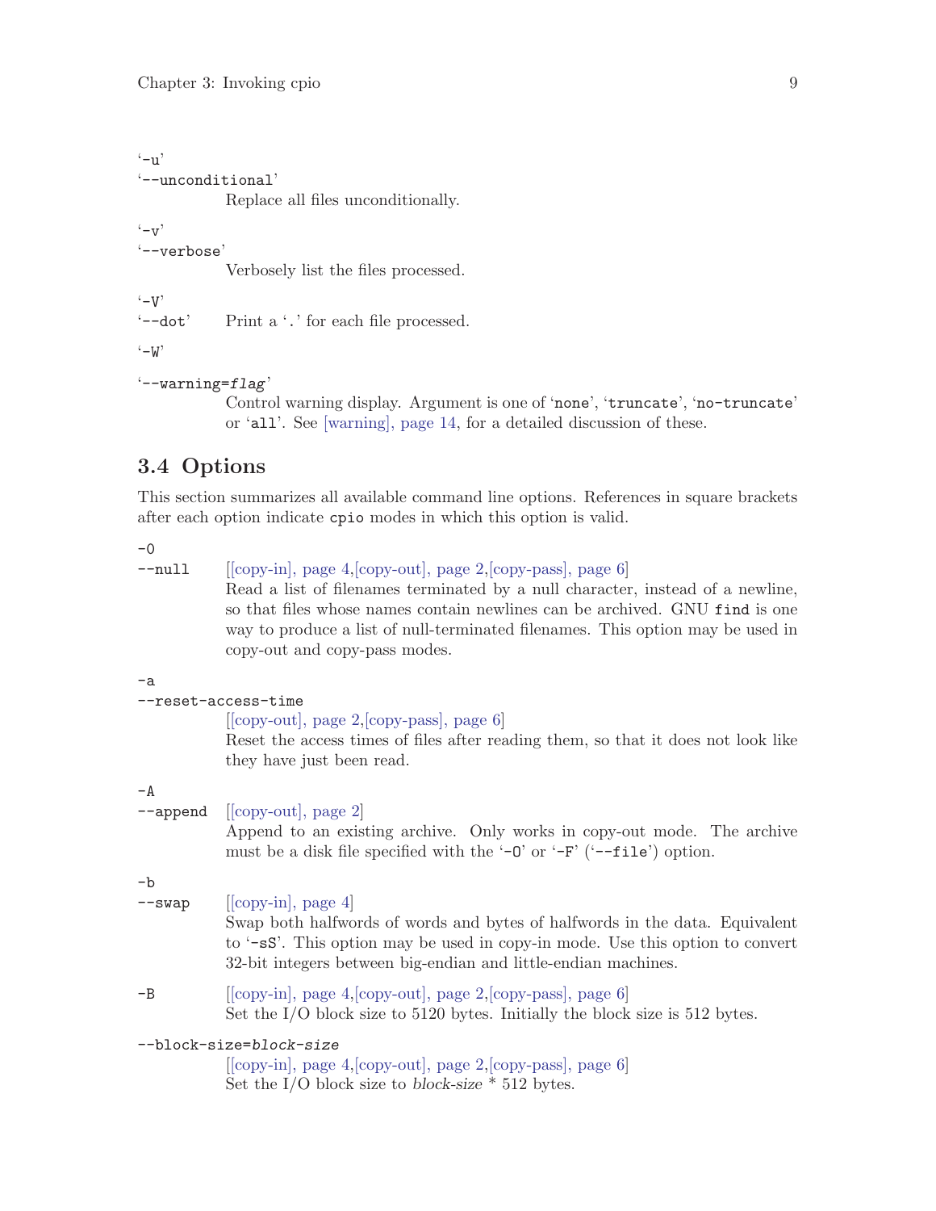'-u'
'--unconditional'
: Replace all files unconditionally.

'-v'
'--verbose'
: Verbosely list the files processed.

'-V'
'--dot'
: Print a '.' for each file processed.

'-W'

'--warning=*flag*'
: Control warning display. Argument is one of 'none', 'truncate', 'no-truncate' or 'all'. See [warning], page 14, for a detailed discussion of these.

## 3.4 Options

This section summarizes all available command line options. References in square brackets after each option indicate `cpio` modes in which this option is valid.

`-0`
`--null`
: [[copy-in], page 4,[copy-out], page 2,[copy-pass], page 6]
Read a list of filenames terminated by a null character, instead of a newline, so that files whose names contain newlines can be archived. GNU `find` is one way to produce a list of null-terminated filenames. This option may be used in copy-out and copy-pass modes.

`-a`
`--reset-access-time`
: [[copy-out], page 2,[copy-pass], page 6]
Reset the access times of files after reading them, so that it does not look like they have just been read.

`-A`
`--append`
: [[copy-out], page 2]
Append to an existing archive. Only works in copy-out mode. The archive must be a disk file specified with the '-O' or '-F' ('--file') option.

`-b`
`--swap`
: [[copy-in], page 4]
Swap both halfwords of words and bytes of halfwords in the data. Equivalent to '-sS'. This option may be used in copy-in mode. Use this option to convert 32-bit integers between big-endian and little-endian machines.

`-B`
: [[copy-in], page 4,[copy-out], page 2,[copy-pass], page 6]
Set the I/O block size to 5120 bytes. Initially the block size is 512 bytes.

`--block-size=`*block-size*
: [[copy-in], page 4,[copy-out], page 2,[copy-pass], page 6]
Set the I/O block size to *block-size* * 512 bytes.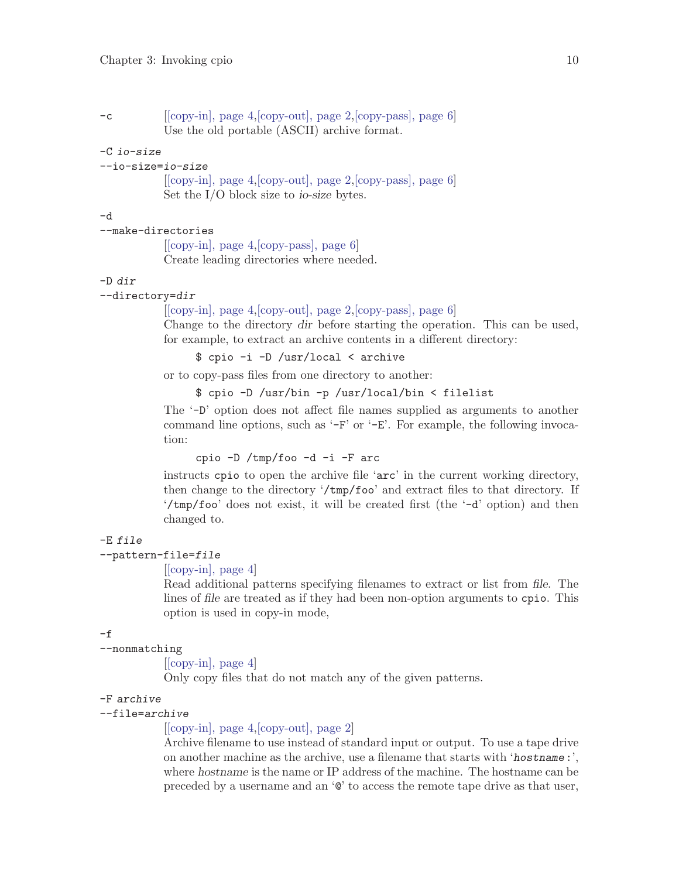`-c`
: [[copy-in], page 4,[copy-out], page 2,[copy-pass], page 6]
  Use the old portable (ASCII) archive format.

`-C io-size`
`--io-size=io-size`
: [[copy-in], page 4,[copy-out], page 2,[copy-pass], page 6]
  Set the I/O block size to *io-size* bytes.

`-d`
`--make-directories`
: [[copy-in], page 4,[copy-pass], page 6]
  Create leading directories where needed.

`-D dir`
`--directory=dir`
: [[copy-in], page 4,[copy-out], page 2,[copy-pass], page 6]
  Change to the directory *dir* before starting the operation. This can be used, for example, to extract an archive contents in a different directory:

```
$ cpio -i -D /usr/local < archive
```

  or to copy-pass files from one directory to another:

```
$ cpio -D /usr/bin -p /usr/local/bin < filelist
```

  The '`-D`' option does not affect file names supplied as arguments to another command line options, such as '`-F`' or '`-E`'. For example, the following invocation:

```
cpio -D /tmp/foo -d -i -F arc
```

  instructs `cpio` to open the archive file '`arc`' in the current working directory, then change to the directory '`/tmp/foo`' and extract files to that directory. If '`/tmp/foo`' does not exist, it will be created first (the '`-d`' option) and then changed to.

`-E file`
`--pattern-file=file`
: [[copy-in], page 4]
  Read additional patterns specifying filenames to extract or list from *file*. The lines of *file* are treated as if they had been non-option arguments to `cpio`. This option is used in copy-in mode,

`-f`
`--nonmatching`
: [[copy-in], page 4]
  Only copy files that do not match any of the given patterns.

`-F archive`
`--file=archive`
: [[copy-in], page 4,[copy-out], page 2]
  Archive filename to use instead of standard input or output. To use a tape drive on another machine as the archive, use a filename that starts with '`hostname:`', where *hostname* is the name or IP address of the machine. The hostname can be preceded by a username and an '`@`' to access the remote tape drive as that user,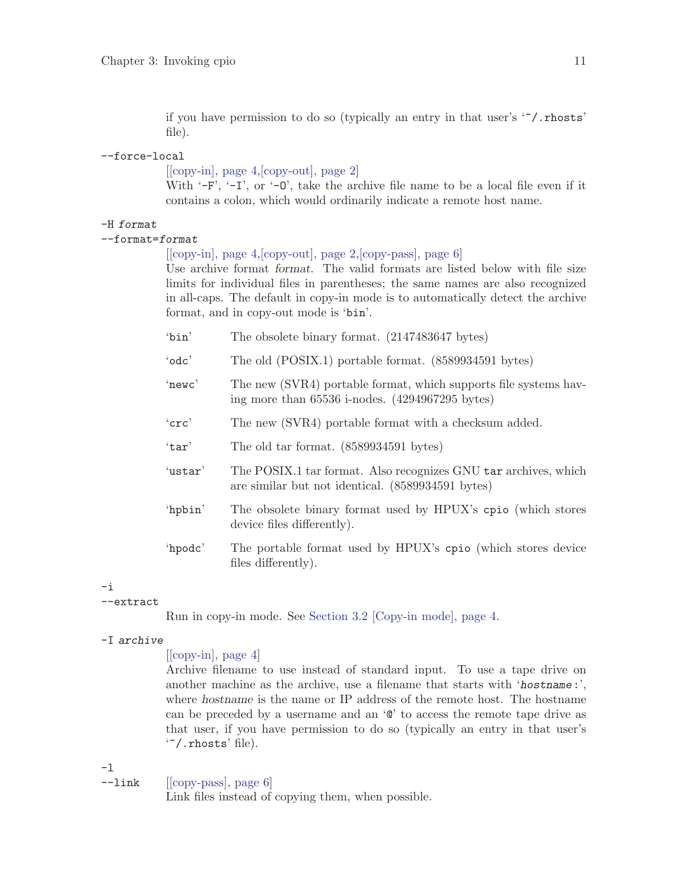if you have permission to do so (typically an entry in that user's '~/.rhosts' file).

`--force-local`

[[copy-in], page 4,[copy-out], page 2]
With '-F', '-I', or '-O', take the archive file name to be a local file even if it contains a colon, which would ordinarily indicate a remote host name.

`-H` *format*
`--format=`*format*

[[copy-in], page 4,[copy-out], page 2,[copy-pass], page 6]
Use archive format *format*. The valid formats are listed below with file size limits for individual files in parentheses; the same names are also recognized in all-caps. The default in copy-in mode is to automatically detect the archive format, and in copy-out mode is 'bin'.

'bin' The obsolete binary format. (2147483647 bytes)

'odc' The old (POSIX.1) portable format. (8589934591 bytes)

'newc' The new (SVR4) portable format, which supports file systems having more than 65536 i-nodes. (4294967295 bytes)

'crc' The new (SVR4) portable format with a checksum added.

'tar' The old tar format. (8589934591 bytes)

'ustar' The POSIX.1 tar format. Also recognizes GNU `tar` archives, which are similar but not identical. (8589934591 bytes)

'hpbin' The obsolete binary format used by HPUX's `cpio` (which stores device files differently).

'hpodc' The portable format used by HPUX's `cpio` (which stores device files differently).

`-i`
`--extract`

Run in copy-in mode. See Section 3.2 [Copy-in mode], page 4.

`-I` *archive*

[[copy-in], page 4]
Archive filename to use instead of standard input. To use a tape drive on another machine as the archive, use a filename that starts with '*hostname*:', where *hostname* is the name or IP address of the remote host. The hostname can be preceded by a username and an '@' to access the remote tape drive as that user, if you have permission to do so (typically an entry in that user's '~/.rhosts' file).

`-l`
`--link`

[[copy-pass], page 6]
Link files instead of copying them, when possible.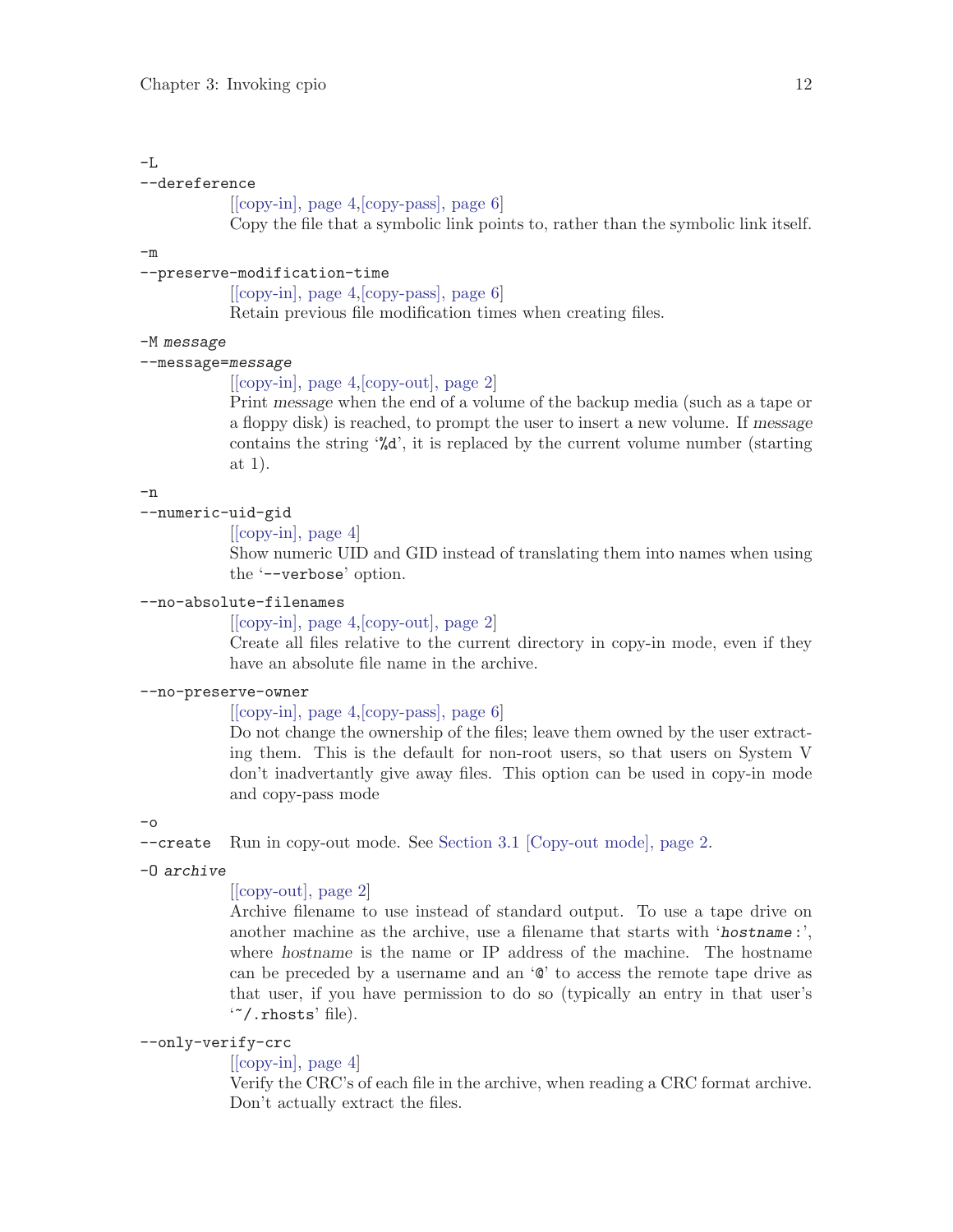`-L`
`--dereference`

[[copy-in], page 4,[copy-pass], page 6]
Copy the file that a symbolic link points to, rather than the symbolic link itself.

`-m`
`--preserve-modification-time`

[[copy-in], page 4,[copy-pass], page 6]
Retain previous file modification times when creating files.

`-M` *`message`*
`--message=`*`message`*

[[copy-in], page 4,[copy-out], page 2]
Print *message* when the end of a volume of the backup media (such as a tape or a floppy disk) is reached, to prompt the user to insert a new volume. If *message* contains the string '`%d`', it is replaced by the current volume number (starting at 1).

`-n`
`--numeric-uid-gid`

[[copy-in], page 4]
Show numeric UID and GID instead of translating them into names when using the '`--verbose`' option.

`--no-absolute-filenames`

[[copy-in], page 4,[copy-out], page 2]
Create all files relative to the current directory in copy-in mode, even if they have an absolute file name in the archive.

`--no-preserve-owner`

[[copy-in], page 4,[copy-pass], page 6]
Do not change the ownership of the files; leave them owned by the user extracting them. This is the default for non-root users, so that users on System V don't inadvertantly give away files. This option can be used in copy-in mode and copy-pass mode

`-o`
`--create` Run in copy-out mode. See Section 3.1 [Copy-out mode], page 2.

`-O` *`archive`*

[[copy-out], page 2]
Archive filename to use instead of standard output. To use a tape drive on another machine as the archive, use a filename that starts with '*`hostname`*`:`', where *hostname* is the name or IP address of the machine. The hostname can be preceded by a username and an '`@`' to access the remote tape drive as that user, if you have permission to do so (typically an entry in that user's '`~/.rhosts`' file).

`--only-verify-crc`

[[copy-in], page 4]
Verify the CRC's of each file in the archive, when reading a CRC format archive. Don't actually extract the files.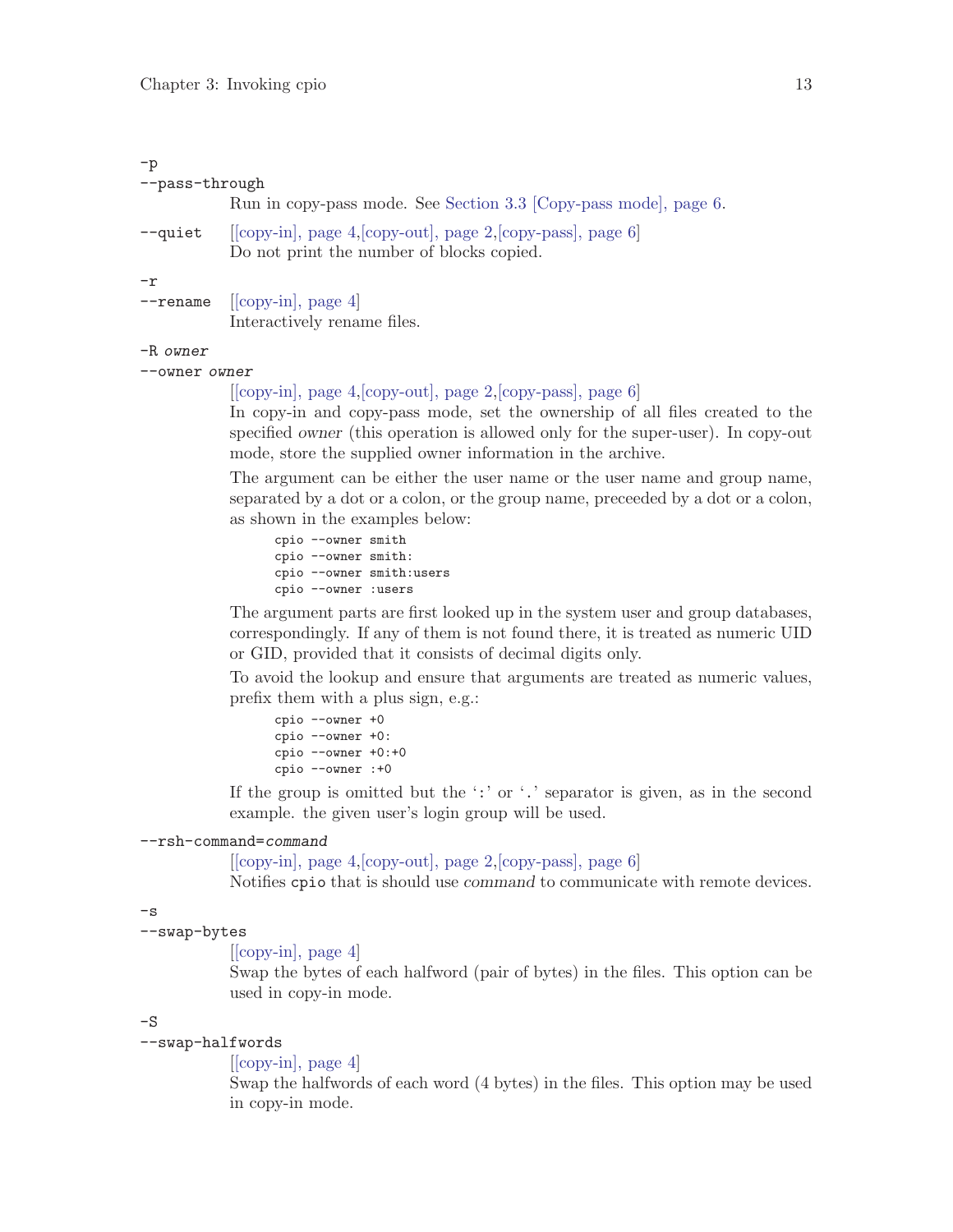`-p`
`--pass-through`

Run in copy-pass mode. See Section 3.3 [Copy-pass mode], page 6.

`--quiet` [[copy-in], page 4,[copy-out], page 2,[copy-pass], page 6]

Do not print the number of blocks copied.

`-r`
`--rename` [[copy-in], page 4]

Interactively rename files.

`-R` *owner*
`--owner` *owner*

[[copy-in], page 4,[copy-out], page 2,[copy-pass], page 6]

In copy-in and copy-pass mode, set the ownership of all files created to the specified *owner* (this operation is allowed only for the super-user). In copy-out mode, store the supplied owner information in the archive.

The argument can be either the user name or the user name and group name, separated by a dot or a colon, or the group name, preceeded by a dot or a colon, as shown in the examples below:

```
cpio --owner smith
cpio --owner smith:
cpio --owner smith:users
cpio --owner :users
```

The argument parts are first looked up in the system user and group databases, correspondingly. If any of them is not found there, it is treated as numeric UID or GID, provided that it consists of decimal digits only.

To avoid the lookup and ensure that arguments are treated as numeric values, prefix them with a plus sign, e.g.:

```
cpio --owner +0
cpio --owner +0:
cpio --owner +0:+0
cpio --owner :+0
```

If the group is omitted but the ':' or '.' separator is given, as in the second example. the given user's login group will be used.

`--rsh-command=`*command*

[[copy-in], page 4,[copy-out], page 2,[copy-pass], page 6]

Notifies `cpio` that is should use *command* to communicate with remote devices.

`-s`
`--swap-bytes`

[[copy-in], page 4]

Swap the bytes of each halfword (pair of bytes) in the files. This option can be used in copy-in mode.

`-S`
`--swap-halfwords`

[[copy-in], page 4]

Swap the halfwords of each word (4 bytes) in the files. This option may be used in copy-in mode.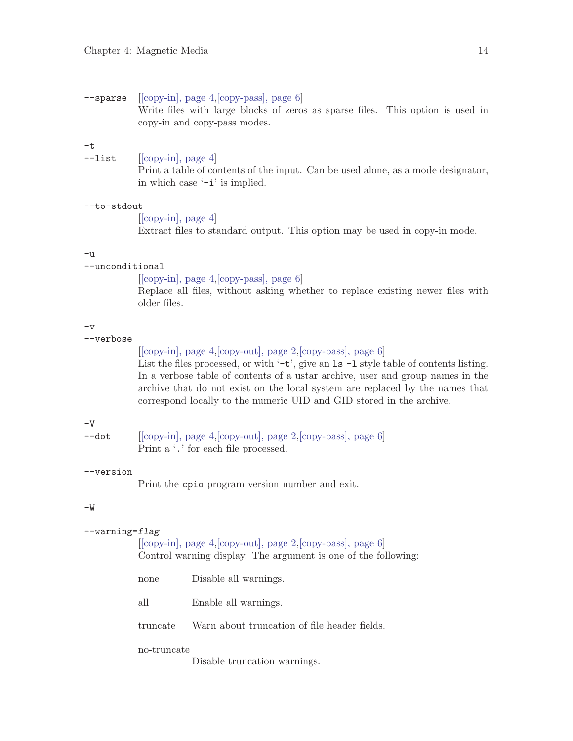`--sparse` [[copy-in], page 4,[copy-pass], page 6]
: Write files with large blocks of zeros as sparse files. This option is used in copy-in and copy-pass modes.

`-t`
`--list` [[copy-in], page 4]
: Print a table of contents of the input. Can be used alone, as a mode designator, in which case '`-i`' is implied.

`--to-stdout`
: [[copy-in], page 4]
: Extract files to standard output. This option may be used in copy-in mode.

`-u`
`--unconditional`
: [[copy-in], page 4,[copy-pass], page 6]
: Replace all files, without asking whether to replace existing newer files with older files.

`-v`
`--verbose`
: [[copy-in], page 4,[copy-out], page 2,[copy-pass], page 6]
: List the files processed, or with '`-t`', give an `ls -l` style table of contents listing. In a verbose table of contents of a ustar archive, user and group names in the archive that do not exist on the local system are replaced by the names that correspond locally to the numeric UID and GID stored in the archive.

`-V`
`--dot` [[copy-in], page 4,[copy-out], page 2,[copy-pass], page 6]
: Print a '`.`' for each file processed.

`--version`
: Print the `cpio` program version number and exit.

`-W`

`--warning=`*`flag`*
: [[copy-in], page 4,[copy-out], page 2,[copy-pass], page 6]
: Control warning display. The argument is one of the following:

  none
  : Disable all warnings.

  all
  : Enable all warnings.

  truncate
  : Warn about truncation of file header fields.

  no-truncate
  : Disable truncation warnings.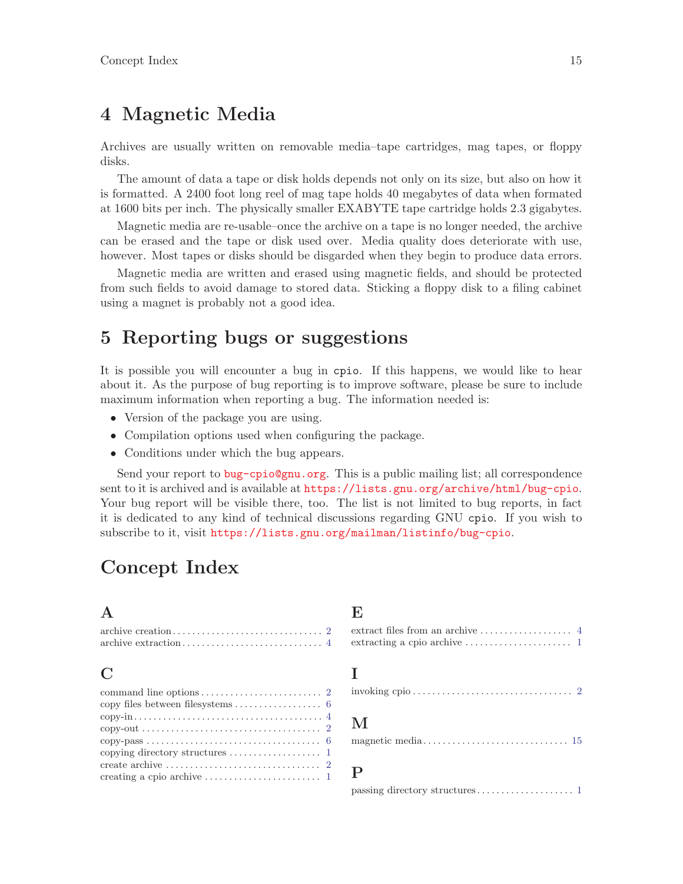# 4 Magnetic Media

Archives are usually written on removable media–tape cartridges, mag tapes, or floppy disks.

The amount of data a tape or disk holds depends not only on its size, but also on how it is formatted. A 2400 foot long reel of mag tape holds 40 megabytes of data when formated at 1600 bits per inch. The physically smaller EXABYTE tape cartridge holds 2.3 gigabytes.

Magnetic media are re-usable–once the archive on a tape is no longer needed, the archive can be erased and the tape or disk used over. Media quality does deteriorate with use, however. Most tapes or disks should be disgarded when they begin to produce data errors.

Magnetic media are written and erased using magnetic fields, and should be protected from such fields to avoid damage to stored data. Sticking a floppy disk to a filing cabinet using a magnet is probably not a good idea.

# 5 Reporting bugs or suggestions

It is possible you will encounter a bug in `cpio`. If this happens, we would like to hear about it. As the purpose of bug reporting is to improve software, please be sure to include maximum information when reporting a bug. The information needed is:

- Version of the package you are using.
- Compilation options used when configuring the package.
- Conditions under which the bug appears.

Send your report to bug-cpio@gnu.org. This is a public mailing list; all correspondence sent to it is archived and is available at https://lists.gnu.org/archive/html/bug-cpio. Your bug report will be visible there, too. The list is not limited to bug reports, in fact it is dedicated to any kind of technical discussions regarding GNU `cpio`. If you wish to subscribe to it, visit https://lists.gnu.org/mailman/listinfo/bug-cpio.

# Concept Index

## A

archive creation .......... 2
archive extraction .......... 4

## C

command line options .......... 2
copy files between filesystems .......... 6
copy-in .......... 4
copy-out .......... 2
copy-pass .......... 6
copying directory structures .......... 1
create archive .......... 2
creating a cpio archive .......... 1

## E

extract files from an archive .......... 4
extracting a cpio archive .......... 1

## I

invoking cpio .......... 2

## M

magnetic media .......... 15

## P

passing directory structures .......... 1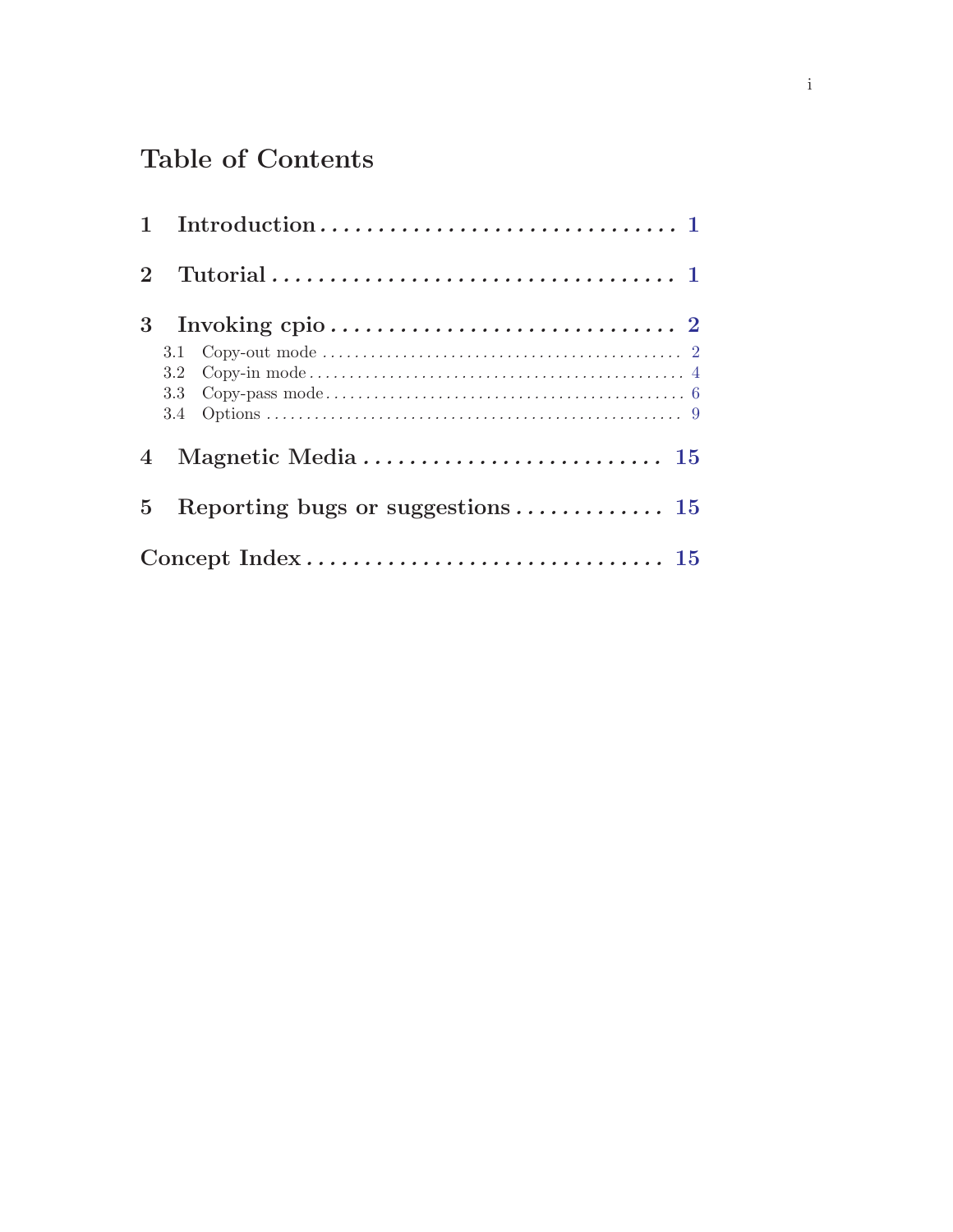# Table of Contents

**1 Introduction** .................................... **1**

**2 Tutorial** .................................... **1**

**3 Invoking cpio** .................................... **2**

- 3.1 Copy-out mode .................................... 2
- 3.2 Copy-in mode .................................... 4
- 3.3 Copy-pass mode .................................... 6
- 3.4 Options .................................... 9

**4 Magnetic Media** .................................... **15**

**5 Reporting bugs or suggestions** .................................... **15**

**Concept Index** .................................... **15**